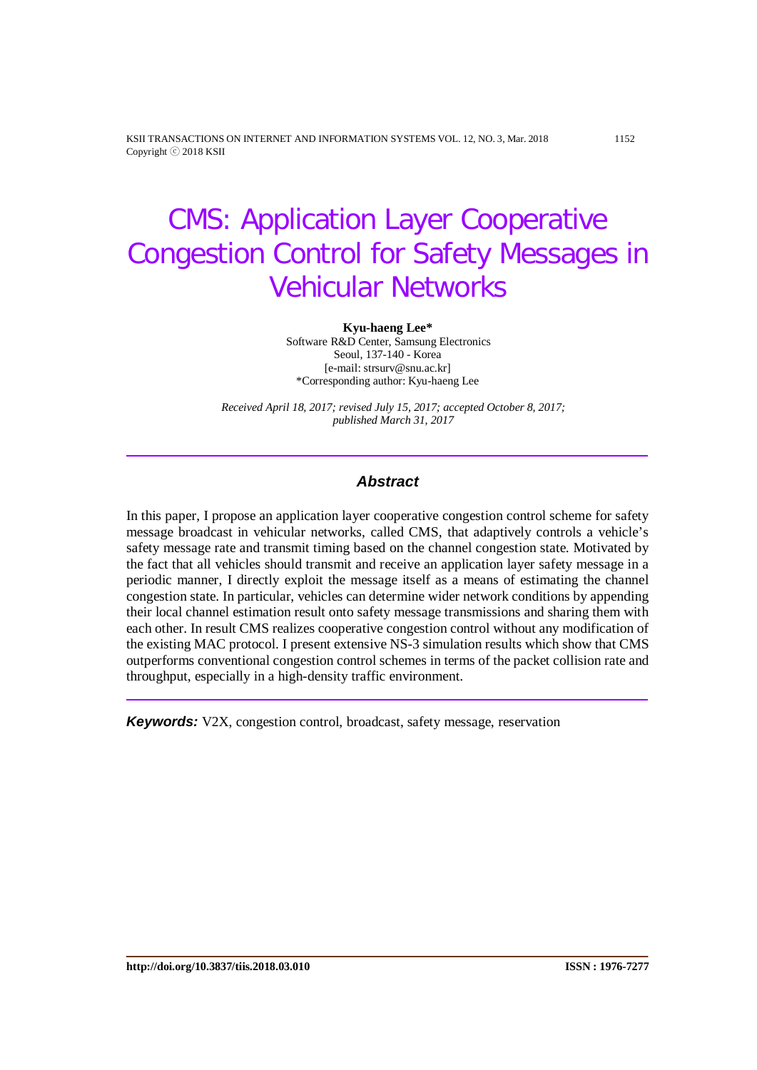# CMS: Application Layer Cooperative Congestion Control for Safety Messages in Vehicular Networks

**Kyu-haeng Lee***
Software R&D Center, Samsung Electronics
Seoul, 137-140 - Korea
[e-mail: strsurv@snu.ac.kr]
*Corresponding author: Kyu-haeng Lee

*Received April 18, 2017; revised July 15, 2017; accepted October 8, 2017; published March 31, 2017*

## *Abstract*

In this paper, I propose an application layer cooperative congestion control scheme for safety message broadcast in vehicular networks, called CMS, that adaptively controls a vehicle's safety message rate and transmit timing based on the channel congestion state. Motivated by the fact that all vehicles should transmit and receive an application layer safety message in a periodic manner, I directly exploit the message itself as a means of estimating the channel congestion state. In particular, vehicles can determine wider network conditions by appending their local channel estimation result onto safety message transmissions and sharing them with each other. In result CMS realizes cooperative congestion control without any modification of the existing MAC protocol. I present extensive NS-3 simulation results which show that CMS outperforms conventional congestion control schemes in terms of the packet collision rate and throughput, especially in a high-density traffic environment.

***Keywords:*** V2X, congestion control, broadcast, safety message, reservation

**http://doi.org/10.3837/tiis.2018.03.010** **ISSN : 1976-7277**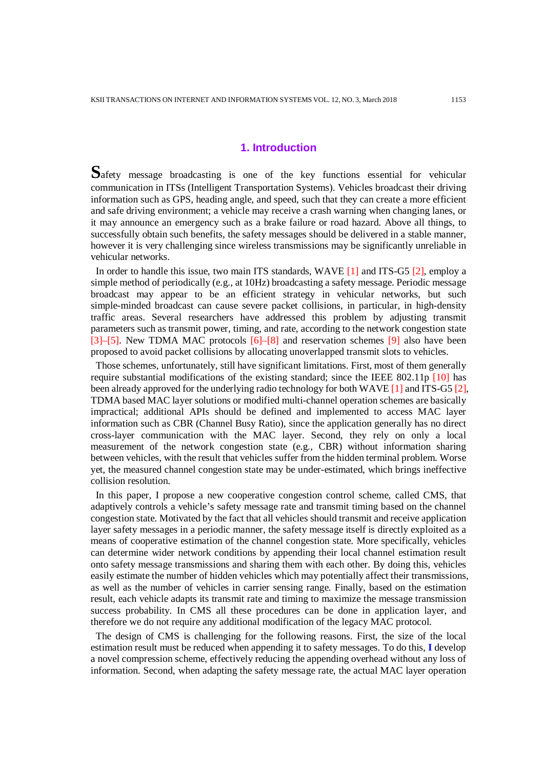## 1. Introduction

Safety message broadcasting is one of the key functions essential for vehicular communication in ITSs (Intelligent Transportation Systems). Vehicles broadcast their driving information such as GPS, heading angle, and speed, such that they can create a more efficient and safe driving environment; a vehicle may receive a crash warning when changing lanes, or it may announce an emergency such as a brake failure or road hazard. Above all things, to successfully obtain such benefits, the safety messages should be delivered in a stable manner, however it is very challenging since wireless transmissions may be significantly unreliable in vehicular networks.

In order to handle this issue, two main ITS standards, WAVE [1] and ITS-G5 [2], employ a simple method of periodically (e.g., at 10Hz) broadcasting a safety message. Periodic message broadcast may appear to be an efficient strategy in vehicular networks, but such simple-minded broadcast can cause severe packet collisions, in particular, in high-density traffic areas. Several researchers have addressed this problem by adjusting transmit parameters such as transmit power, timing, and rate, according to the network congestion state [3]–[5]. New TDMA MAC protocols [6]–[8] and reservation schemes [9] also have been proposed to avoid packet collisions by allocating unoverlapped transmit slots to vehicles.

Those schemes, unfortunately, still have significant limitations. First, most of them generally require substantial modifications of the existing standard; since the IEEE 802.11p [10] has been already approved for the underlying radio technology for both WAVE [1] and ITS-G5 [2], TDMA based MAC layer solutions or modified multi-channel operation schemes are basically impractical; additional APIs should be defined and implemented to access MAC layer information such as CBR (Channel Busy Ratio), since the application generally has no direct cross-layer communication with the MAC layer. Second, they rely on only a local measurement of the network congestion state (e.g., CBR) without information sharing between vehicles, with the result that vehicles suffer from the hidden terminal problem. Worse yet, the measured channel congestion state may be under-estimated, which brings ineffective collision resolution.

In this paper, I propose a new cooperative congestion control scheme, called CMS, that adaptively controls a vehicle's safety message rate and transmit timing based on the channel congestion state. Motivated by the fact that all vehicles should transmit and receive application layer safety messages in a periodic manner, the safety message itself is directly exploited as a means of cooperative estimation of the channel congestion state. More specifically, vehicles can determine wider network conditions by appending their local channel estimation result onto safety message transmissions and sharing them with each other. By doing this, vehicles easily estimate the number of hidden vehicles which may potentially affect their transmissions, as well as the number of vehicles in carrier sensing range. Finally, based on the estimation result, each vehicle adapts its transmit rate and timing to maximize the message transmission success probability. In CMS all these procedures can be done in application layer, and therefore we do not require any additional modification of the legacy MAC protocol.

The design of CMS is challenging for the following reasons. First, the size of the local estimation result must be reduced when appending it to safety messages. To do this, **I** develop a novel compression scheme, effectively reducing the appending overhead without any loss of information. Second, when adapting the safety message rate, the actual MAC layer operation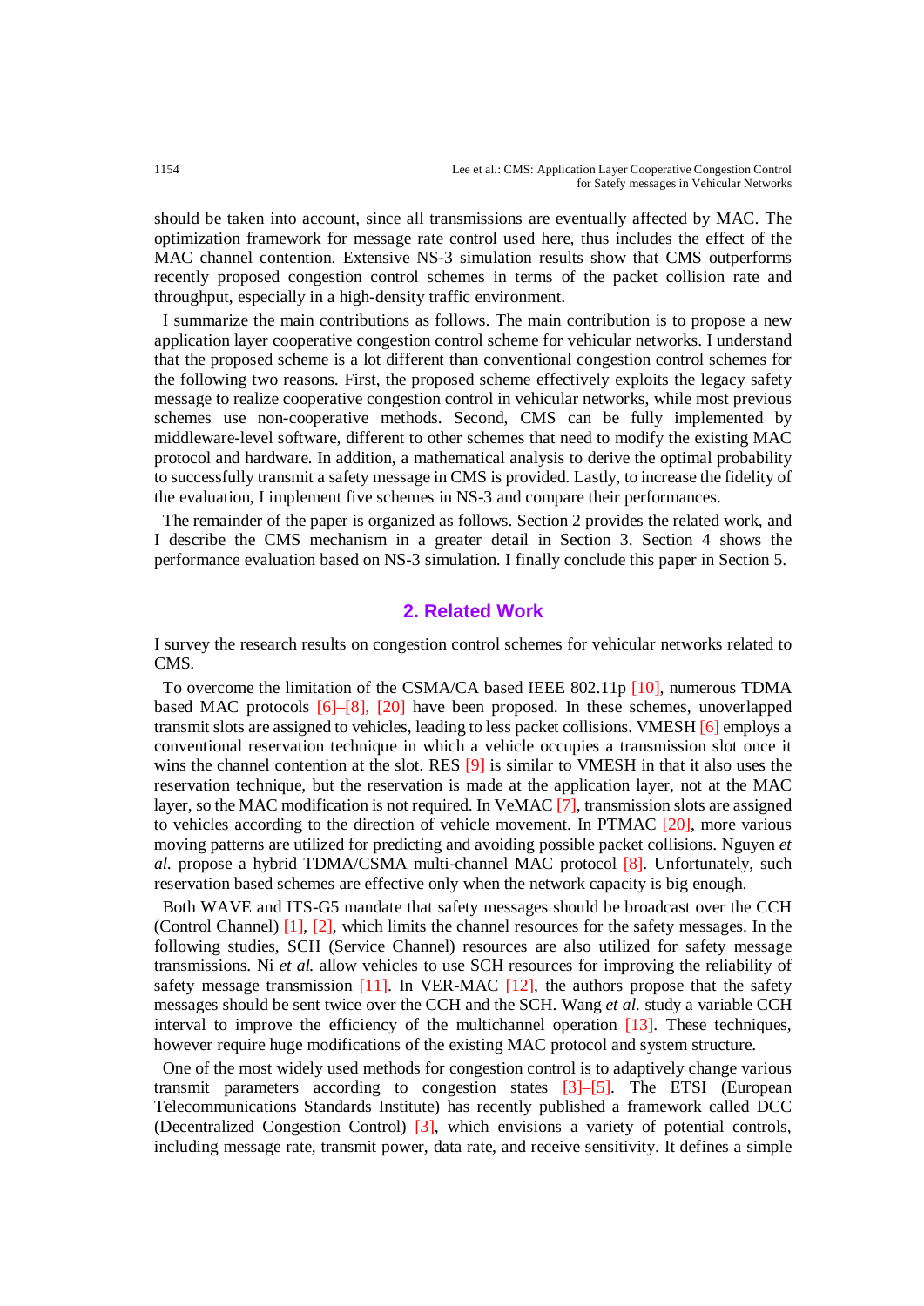should be taken into account, since all transmissions are eventually affected by MAC. The optimization framework for message rate control used here, thus includes the effect of the MAC channel contention. Extensive NS-3 simulation results show that CMS outperforms recently proposed congestion control schemes in terms of the packet collision rate and throughput, especially in a high-density traffic environment.

I summarize the main contributions as follows. The main contribution is to propose a new application layer cooperative congestion control scheme for vehicular networks. I understand that the proposed scheme is a lot different than conventional congestion control schemes for the following two reasons. First, the proposed scheme effectively exploits the legacy safety message to realize cooperative congestion control in vehicular networks, while most previous schemes use non-cooperative methods. Second, CMS can be fully implemented by middleware-level software, different to other schemes that need to modify the existing MAC protocol and hardware. In addition, a mathematical analysis to derive the optimal probability to successfully transmit a safety message in CMS is provided. Lastly, to increase the fidelity of the evaluation, I implement five schemes in NS-3 and compare their performances.

The remainder of the paper is organized as follows. Section 2 provides the related work, and I describe the CMS mechanism in a greater detail in Section 3. Section 4 shows the performance evaluation based on NS-3 simulation. I finally conclude this paper in Section 5.

## 2. Related Work

I survey the research results on congestion control schemes for vehicular networks related to CMS.

To overcome the limitation of the CSMA/CA based IEEE 802.11p [10], numerous TDMA based MAC protocols [6]–[8], [20] have been proposed. In these schemes, unoverlapped transmit slots are assigned to vehicles, leading to less packet collisions. VMESH [6] employs a conventional reservation technique in which a vehicle occupies a transmission slot once it wins the channel contention at the slot. RES [9] is similar to VMESH in that it also uses the reservation technique, but the reservation is made at the application layer, not at the MAC layer, so the MAC modification is not required. In VeMAC [7], transmission slots are assigned to vehicles according to the direction of vehicle movement. In PTMAC [20], more various moving patterns are utilized for predicting and avoiding possible packet collisions. Nguyen *et al.* propose a hybrid TDMA/CSMA multi-channel MAC protocol [8]. Unfortunately, such reservation based schemes are effective only when the network capacity is big enough.

Both WAVE and ITS-G5 mandate that safety messages should be broadcast over the CCH (Control Channel) [1], [2], which limits the channel resources for the safety messages. In the following studies, SCH (Service Channel) resources are also utilized for safety message transmissions. Ni *et al.* allow vehicles to use SCH resources for improving the reliability of safety message transmission [11]. In VER-MAC [12], the authors propose that the safety messages should be sent twice over the CCH and the SCH. Wang *et al.* study a variable CCH interval to improve the efficiency of the multichannel operation [13]. These techniques, however require huge modifications of the existing MAC protocol and system structure.

One of the most widely used methods for congestion control is to adaptively change various transmit parameters according to congestion states [3]–[5]. The ETSI (European Telecommunications Standards Institute) has recently published a framework called DCC (Decentralized Congestion Control) [3], which envisions a variety of potential controls, including message rate, transmit power, data rate, and receive sensitivity. It defines a simple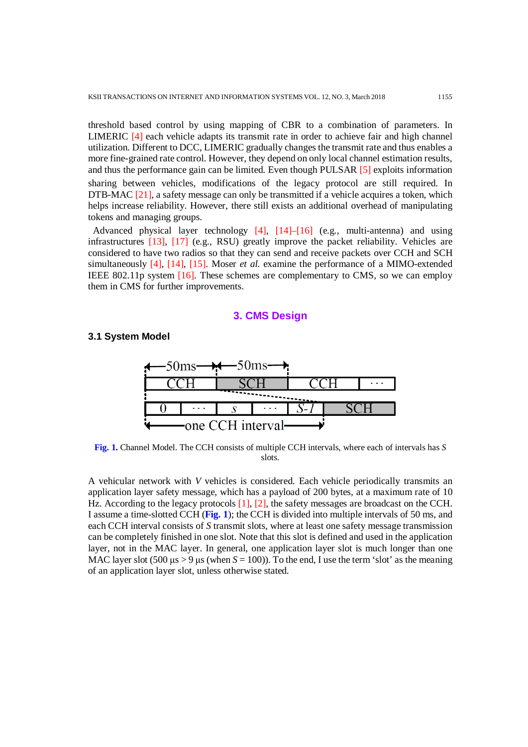threshold based control by using mapping of CBR to a combination of parameters. In LIMERIC [4] each vehicle adapts its transmit rate in order to achieve fair and high channel utilization. Different to DCC, LIMERIC gradually changes the transmit rate and thus enables a more fine-grained rate control. However, they depend on only local channel estimation results, and thus the performance gain can be limited. Even though PULSAR [5] exploits information sharing between vehicles, modifications of the legacy protocol are still required. In DTB-MAC [21], a safety message can only be transmitted if a vehicle acquires a token, which helps increase reliability. However, there still exists an additional overhead of manipulating tokens and managing groups.

Advanced physical layer technology [4], [14]–[16] (e.g., multi-antenna) and using infrastructures [13], [17] (e.g., RSU) greatly improve the packet reliability. Vehicles are considered to have two radios so that they can send and receive packets over CCH and SCH simultaneously [4], [14], [15]. Moser *et al.* examine the performance of a MIMO-extended IEEE 802.11p system [16]. These schemes are complementary to CMS, so we can employ them in CMS for further improvements.

## 3. CMS Design

### 3.1 System Model

**Fig. 1.** Channel Model. The CCH consists of multiple CCH intervals, where each of intervals has $S$ slots.

A vehicular network with $V$ vehicles is considered. Each vehicle periodically transmits an application layer safety message, which has a payload of 200 bytes, at a maximum rate of 10 Hz. According to the legacy protocols [1], [2], the safety messages are broadcast on the CCH. I assume a time-slotted CCH (**Fig. 1**); the CCH is divided into multiple intervals of 50 ms, and each CCH interval consists of $S$ transmit slots, where at least one safety message transmission can be completely finished in one slot. Note that this slot is defined and used in the application layer, not in the MAC layer. In general, one application layer slot is much longer than one MAC layer slot (500 µs > 9 µs (when $S = 100$)). To the end, I use the term 'slot' as the meaning of an application layer slot, unless otherwise stated.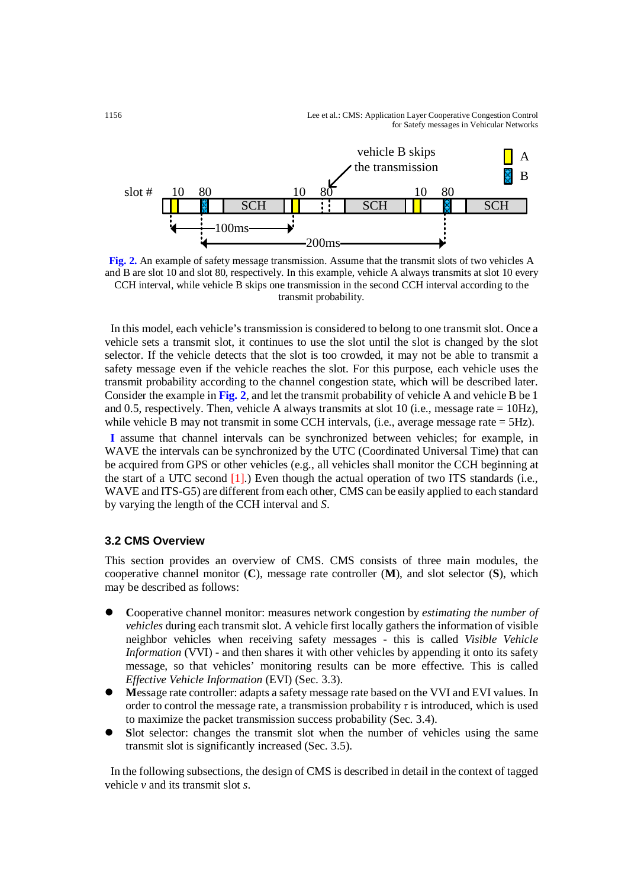**Fig. 2.** An example of safety message transmission. Assume that the transmit slots of two vehicles A and B are slot 10 and slot 80, respectively. In this example, vehicle A always transmits at slot 10 every CCH interval, while vehicle B skips one transmission in the second CCH interval according to the transmit probability.

In this model, each vehicle's transmission is considered to belong to one transmit slot. Once a vehicle sets a transmit slot, it continues to use the slot until the slot is changed by the slot selector. If the vehicle detects that the slot is too crowded, it may not be able to transmit a safety message even if the vehicle reaches the slot. For this purpose, each vehicle uses the transmit probability according to the channel congestion state, which will be described later. Consider the example in **Fig. 2**, and let the transmit probability of vehicle A and vehicle B be 1 and 0.5, respectively. Then, vehicle A always transmits at slot 10 (i.e., message rate = 10Hz), while vehicle B may not transmit in some CCH intervals, (i.e., average message rate = 5Hz).

I assume that channel intervals can be synchronized between vehicles; for example, in WAVE the intervals can be synchronized by the UTC (Coordinated Universal Time) that can be acquired from GPS or other vehicles (e.g., all vehicles shall monitor the CCH beginning at the start of a UTC second [1].) Even though the actual operation of two ITS standards (i.e., WAVE and ITS-G5) are different from each other, CMS can be easily applied to each standard by varying the length of the CCH interval and *S*.

### 3.2 CMS Overview

This section provides an overview of CMS. CMS consists of three main modules, the cooperative channel monitor (**C**), message rate controller (**M**), and slot selector (**S**), which may be described as follows:

- **C**ooperative channel monitor: measures network congestion by *estimating the number of vehicles* during each transmit slot. A vehicle first locally gathers the information of visible neighbor vehicles when receiving safety messages - this is called *Visible Vehicle Information* (VVI) - and then shares it with other vehicles by appending it onto its safety message, so that vehicles' monitoring results can be more effective. This is called *Effective Vehicle Information* (EVI) (Sec. 3.3).
- **M**essage rate controller: adapts a safety message rate based on the VVI and EVI values. In order to control the message rate, a transmission probability $\tau$ is introduced, which is used to maximize the packet transmission success probability (Sec. 3.4).
- **S**lot selector: changes the transmit slot when the number of vehicles using the same transmit slot is significantly increased (Sec. 3.5).

In the following subsections, the design of CMS is described in detail in the context of tagged vehicle *v* and its transmit slot *s*.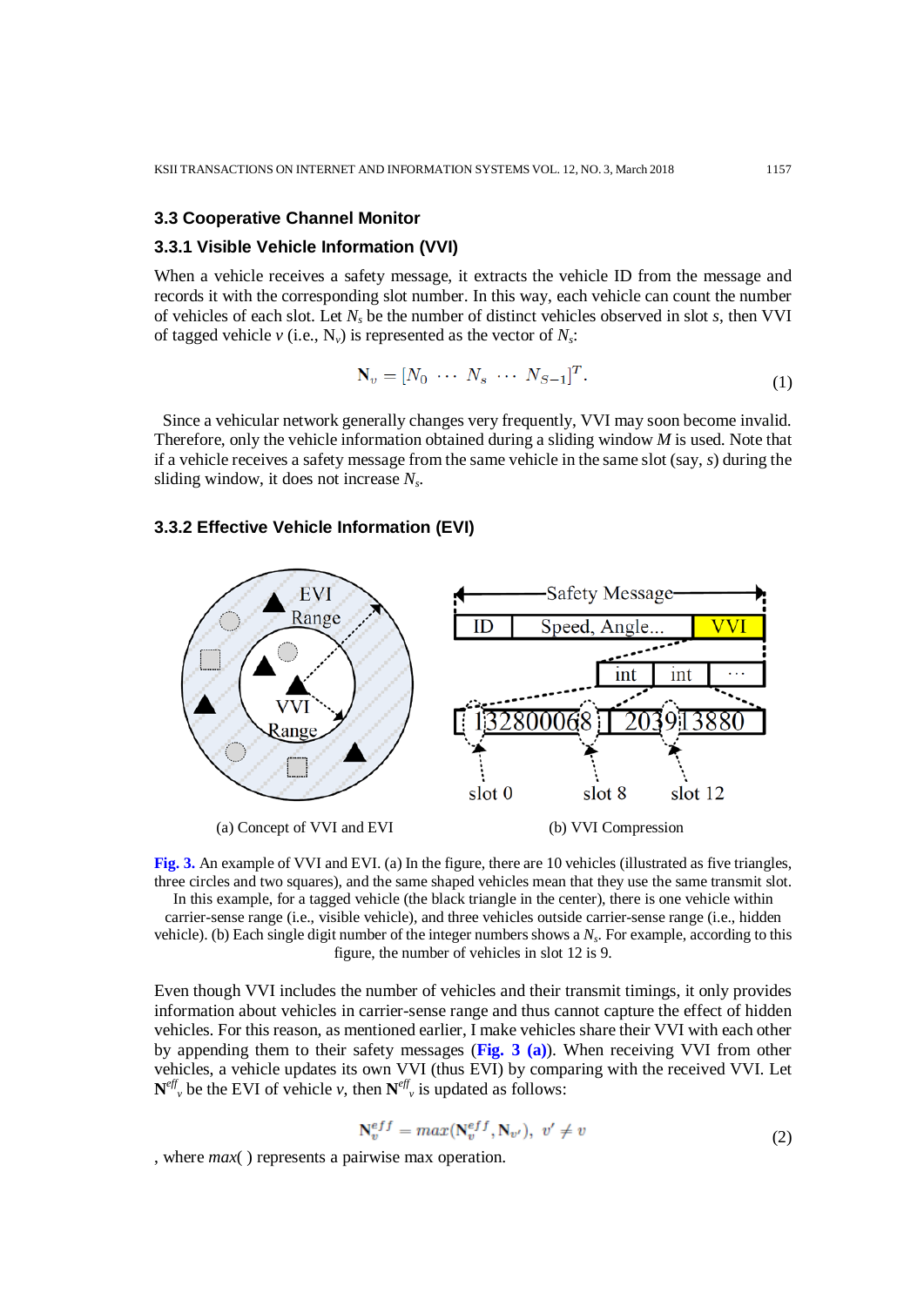### 3.3 Cooperative Channel Monitor

#### 3.3.1 Visible Vehicle Information (VVI)

When a vehicle receives a safety message, it extracts the vehicle ID from the message and records it with the corresponding slot number. In this way, each vehicle can count the number of vehicles of each slot. Let $N_s$ be the number of distinct vehicles observed in slot *s*, then VVI of tagged vehicle *v* (i.e., $N_v$) is represented as the vector of $N_s$:

$$\mathbf{N}_v = [N_0 \ \cdots \ N_s \ \cdots \ N_{S-1}]^T. \tag{1}$$

Since a vehicular network generally changes very frequently, VVI may soon become invalid. Therefore, only the vehicle information obtained during a sliding window *M* is used. Note that if a vehicle receives a safety message from the same vehicle in the same slot (say, *s*) during the sliding window, it does not increase $N_s$.

#### 3.3.2 Effective Vehicle Information (EVI)

(a) Concept of VVI and EVI

(b) VVI Compression

**Fig. 3.** An example of VVI and EVI. (a) In the figure, there are 10 vehicles (illustrated as five triangles, three circles and two squares), and the same shaped vehicles mean that they use the same transmit slot. In this example, for a tagged vehicle (the black triangle in the center), there is one vehicle within carrier-sense range (i.e., visible vehicle), and three vehicles outside carrier-sense range (i.e., hidden vehicle). (b) Each single digit number of the integer numbers shows a $N_s$. For example, according to this figure, the number of vehicles in slot 12 is 9.

Even though VVI includes the number of vehicles and their transmit timings, it only provides information about vehicles in carrier-sense range and thus cannot capture the effect of hidden vehicles. For this reason, as mentioned earlier, I make vehicles share their VVI with each other by appending them to their safety messages (**Fig. 3 (a)**). When receiving VVI from other vehicles, a vehicle updates its own VVI (thus EVI) by comparing with the received VVI. Let $\mathbf{N}^{eff}_v$ be the EVI of vehicle *v*, then $\mathbf{N}^{eff}_v$ is updated as follows:

$$\mathbf{N}^{eff}_v = max(\mathbf{N}^{eff}_v, \mathbf{N}_{v'}), \ \ v' \neq v \tag{2}$$

, where *max*( ) represents a pairwise max operation.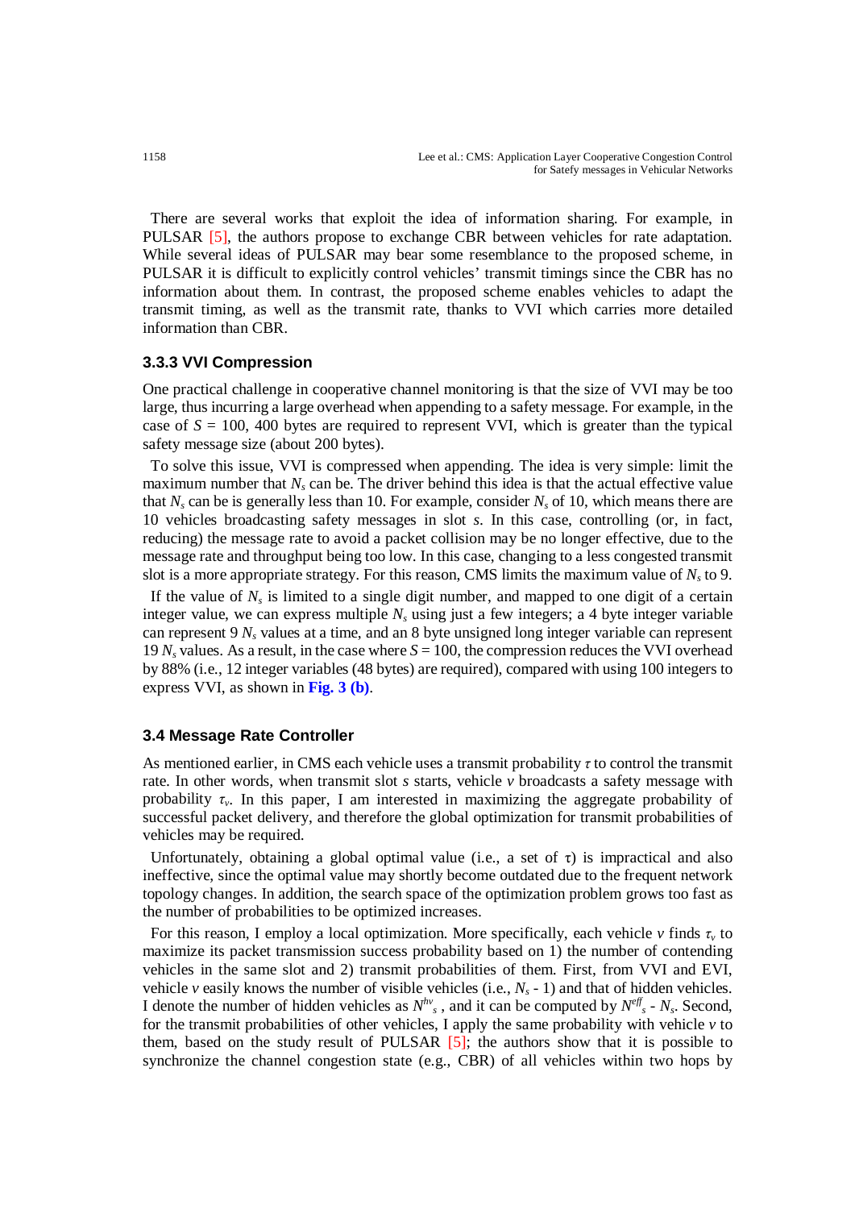There are several works that exploit the idea of information sharing. For example, in PULSAR [5], the authors propose to exchange CBR between vehicles for rate adaptation. While several ideas of PULSAR may bear some resemblance to the proposed scheme, in PULSAR it is difficult to explicitly control vehicles' transmit timings since the CBR has no information about them. In contrast, the proposed scheme enables vehicles to adapt the transmit timing, as well as the transmit rate, thanks to VVI which carries more detailed information than CBR.

### 3.3.3 VVI Compression

One practical challenge in cooperative channel monitoring is that the size of VVI may be too large, thus incurring a large overhead when appending to a safety message. For example, in the case of $S$ = 100, 400 bytes are required to represent VVI, which is greater than the typical safety message size (about 200 bytes).

To solve this issue, VVI is compressed when appending. The idea is very simple: limit the maximum number that $N_s$ can be. The driver behind this idea is that the actual effective value that $N_s$ can be is generally less than 10. For example, consider $N_s$ of 10, which means there are 10 vehicles broadcasting safety messages in slot $s$. In this case, controlling (or, in fact, reducing) the message rate to avoid a packet collision may be no longer effective, due to the message rate and throughput being too low. In this case, changing to a less congested transmit slot is a more appropriate strategy. For this reason, CMS limits the maximum value of $N_s$ to 9.

If the value of $N_s$ is limited to a single digit number, and mapped to one digit of a certain integer value, we can express multiple $N_s$ using just a few integers; a 4 byte integer variable can represent 9 $N_s$ values at a time, and an 8 byte unsigned long integer variable can represent 19 $N_s$ values. As a result, in the case where $S$ = 100, the compression reduces the VVI overhead by 88% (i.e., 12 integer variables (48 bytes) are required), compared with using 100 integers to express VVI, as shown in **Fig. 3 (b)**.

## 3.4 Message Rate Controller

As mentioned earlier, in CMS each vehicle uses a transmit probability $\tau$ to control the transmit rate. In other words, when transmit slot $s$ starts, vehicle $v$ broadcasts a safety message with probability $\tau_v$. In this paper, I am interested in maximizing the aggregate probability of successful packet delivery, and therefore the global optimization for transmit probabilities of vehicles may be required.

Unfortunately, obtaining a global optimal value (i.e., a set of $\tau$) is impractical and also ineffective, since the optimal value may shortly become outdated due to the frequent network topology changes. In addition, the search space of the optimization problem grows too fast as the number of probabilities to be optimized increases.

For this reason, I employ a local optimization. More specifically, each vehicle $v$ finds $\tau_v$ to maximize its packet transmission success probability based on 1) the number of contending vehicles in the same slot and 2) transmit probabilities of them. First, from VVI and EVI, vehicle $v$ easily knows the number of visible vehicles (i.e., $N_s$ - 1) and that of hidden vehicles. I denote the number of hidden vehicles as $N^{hv}_s$ , and it can be computed by $N^{eff}_s$ - $N_s$. Second, for the transmit probabilities of other vehicles, I apply the same probability with vehicle $v$ to them, based on the study result of PULSAR [5]; the authors show that it is possible to synchronize the channel congestion state (e.g., CBR) of all vehicles within two hops by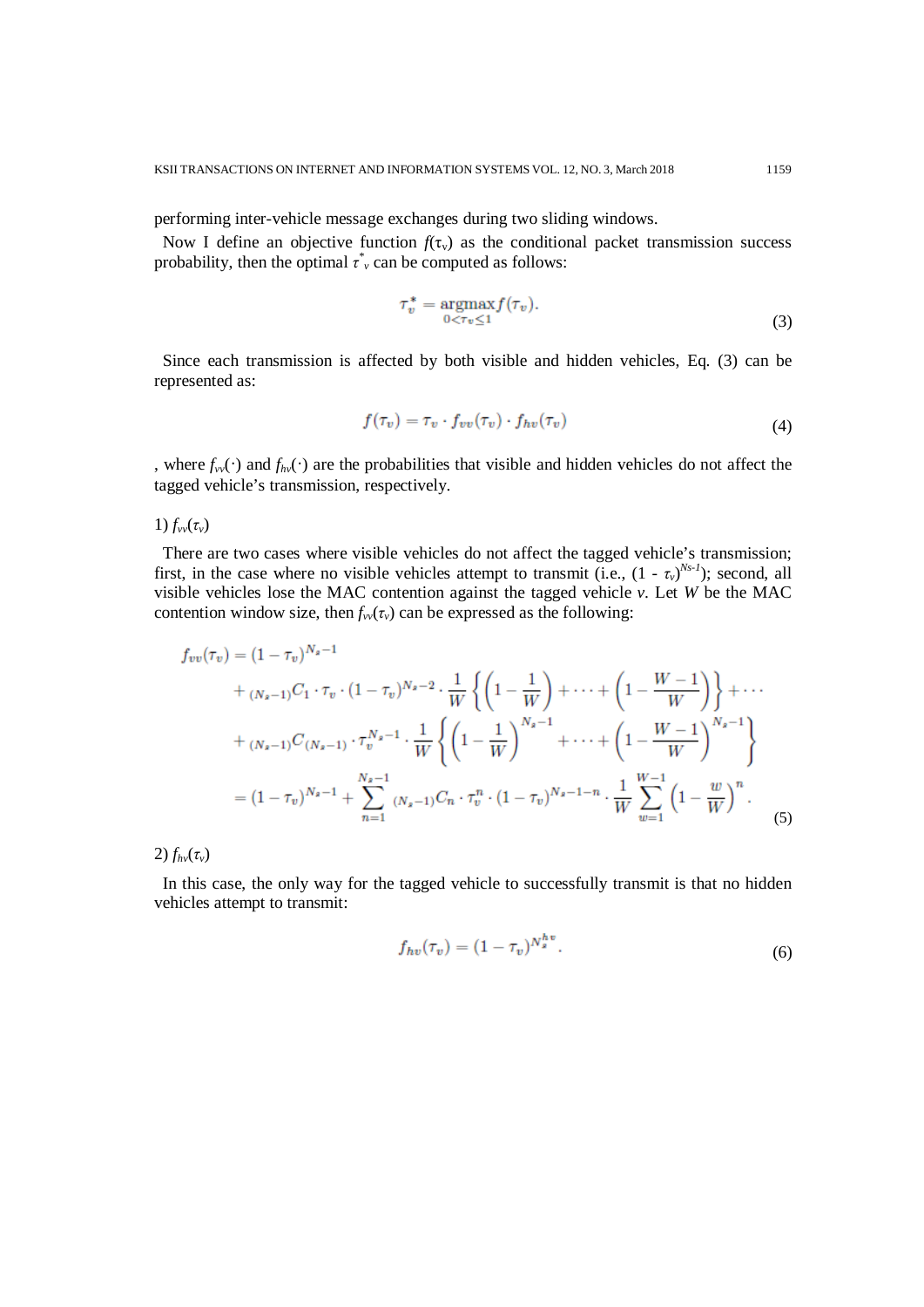performing inter-vehicle message exchanges during two sliding windows.

Now I define an objective function $f(\tau_v)$ as the conditional packet transmission success probability, then the optimal $\tau^*_v$ can be computed as follows:

$$\tau_v^* = \underset{0<\tau_v\leq 1}{\operatorname{argmax}} f(\tau_v). \tag{3}$$

Since each transmission is affected by both visible and hidden vehicles, Eq. (3) can be represented as:

$$f(\tau_v) = \tau_v \cdot f_{vv}(\tau_v) \cdot f_{hv}(\tau_v) \tag{4}$$

, where $f_{vv}(\cdot)$ and $f_{hv}(\cdot)$ are the probabilities that visible and hidden vehicles do not affect the tagged vehicle's transmission, respectively.

1) $f_{vv}(\tau_v)$

There are two cases where visible vehicles do not affect the tagged vehicle's transmission; first, in the case where no visible vehicles attempt to transmit (i.e., $(1 - \tau_v)^{Ns-1}$); second, all visible vehicles lose the MAC contention against the tagged vehicle $v$. Let $W$ be the MAC contention window size, then $f_{vv}(\tau_v)$ can be expressed as the following:

$$\begin{aligned}
f_{vv}(\tau_v) &= (1-\tau_v)^{N_s-1} \\
&+ {}_{(N_s-1)}C_1 \cdot \tau_v \cdot (1-\tau_v)^{N_s-2} \cdot \frac{1}{W}\left\{\left(1-\frac{1}{W}\right) + \cdots + \left(1-\frac{W-1}{W}\right)\right\} + \cdots \\
&+ {}_{(N_s-1)}C_{(N_s-1)} \cdot \tau_v^{N_s-1} \cdot \frac{1}{W}\left\{\left(1-\frac{1}{W}\right)^{N_s-1} + \cdots + \left(1-\frac{W-1}{W}\right)^{N_s-1}\right\} \\
&= (1-\tau_v)^{N_s-1} + \sum_{n=1}^{N_s-1} {}_{(N_s-1)}C_n \cdot \tau_v^n \cdot (1-\tau_v)^{N_s-1-n} \cdot \frac{1}{W}\sum_{w=1}^{W-1}\left(1-\frac{w}{W}\right)^n.
\end{aligned} \tag{5}$$

2) $f_{hv}(\tau_v)$

In this case, the only way for the tagged vehicle to successfully transmit is that no hidden vehicles attempt to transmit:

$$f_{hv}(\tau_v) = (1-\tau_v)^{N_s^{hv}}. \tag{6}$$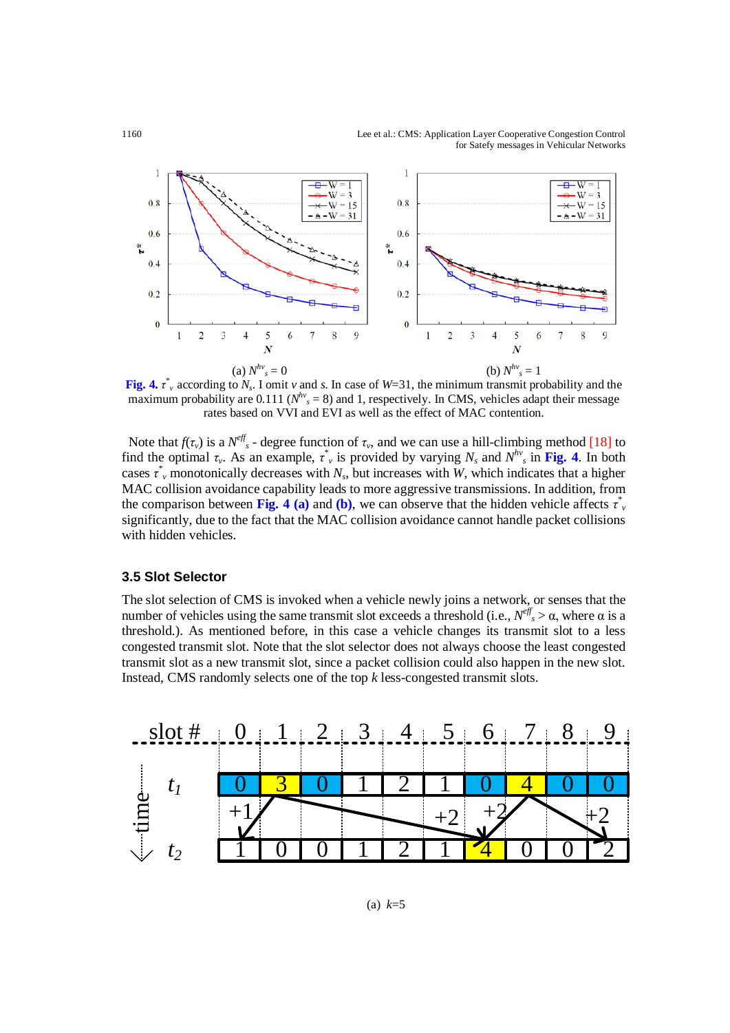(a) $N^{hv}_s = 0$ (b) $N^{hv}_s = 1$

**Fig. 4.** $\tau^*_v$ according to $N_s$. I omit $v$ and $s$. In case of $W$=31, the minimum transmit probability and the maximum probability are 0.111 ($N^{hv}_s = 8$) and 1, respectively. In CMS, vehicles adapt their message rates based on VVI and EVI as well as the effect of MAC contention.

Note that $f(\tau_v)$ is a $N^{eff}_s$ - degree function of $\tau_v$, and we can use a hill-climbing method [18] to find the optimal $\tau_v$. As an example, $\tau^*_v$ is provided by varying $N_s$ and $N^{hv}_s$ in **Fig. 4**. In both cases $\tau^*_v$ monotonically decreases with $N_s$, but increases with $W$, which indicates that a higher MAC collision avoidance capability leads to more aggressive transmissions. In addition, from the comparison between **Fig. 4 (a)** and **(b)**, we can observe that the hidden vehicle affects $\tau^*_v$ significantly, due to the fact that the MAC collision avoidance cannot handle packet collisions with hidden vehicles.

### 3.5 Slot Selector

The slot selection of CMS is invoked when a vehicle newly joins a network, or senses that the number of vehicles using the same transmit slot exceeds a threshold (i.e., $N^{eff}_s > \alpha$, where $\alpha$ is a threshold.). As mentioned before, in this case a vehicle changes its transmit slot to a less congested transmit slot. Note that the slot selector does not always choose the least congested transmit slot as a new transmit slot, since a packet collision could also happen in the new slot. Instead, CMS randomly selects one of the top $k$ less-congested transmit slots.

(a) $k$=5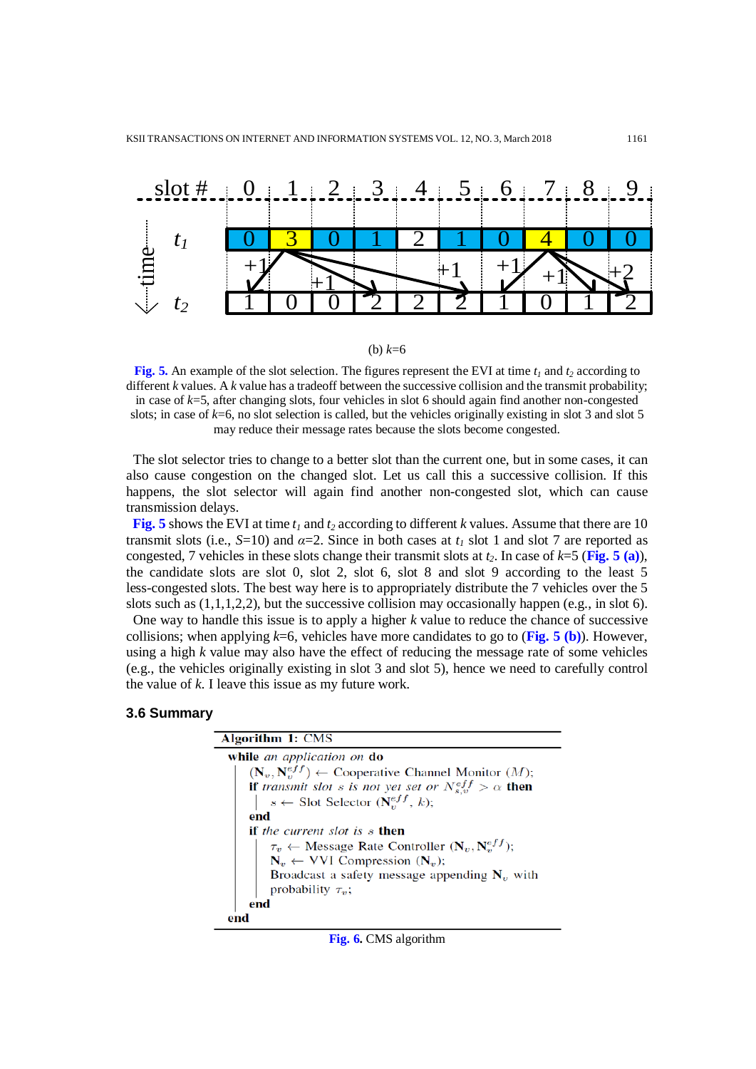(b) $k$=6

**Fig. 5.** An example of the slot selection. The figures represent the EVI at time $t_1$ and $t_2$ according to different $k$ values. A $k$ value has a tradeoff between the successive collision and the transmit probability; in case of $k$=5, after changing slots, four vehicles in slot 6 should again find another non-congested slots; in case of $k$=6, no slot selection is called, but the vehicles originally existing in slot 3 and slot 5 may reduce their message rates because the slots become congested.

The slot selector tries to change to a better slot than the current one, but in some cases, it can also cause congestion on the changed slot. Let us call this a successive collision. If this happens, the slot selector will again find another non-congested slot, which can cause transmission delays.

**Fig. 5** shows the EVI at time $t_1$ and $t_2$ according to different $k$ values. Assume that there are 10 transmit slots (i.e., $S$=10) and $\alpha$=2. Since in both cases at $t_1$ slot 1 and slot 7 are reported as congested, 7 vehicles in these slots change their transmit slots at $t_2$. In case of $k$=5 (**Fig. 5 (a)**), the candidate slots are slot 0, slot 2, slot 6, slot 8 and slot 9 according to the least 5 less-congested slots. The best way here is to appropriately distribute the 7 vehicles over the 5 slots such as (1,1,1,2,2), but the successive collision may occasionally happen (e.g., in slot 6).

One way to handle this issue is to apply a higher $k$ value to reduce the chance of successive collisions; when applying $k$=6, vehicles have more candidates to go to (**Fig. 5 (b)**). However, using a high $k$ value may also have the effect of reducing the message rate of some vehicles (e.g., the vehicles originally existing in slot 3 and slot 5), hence we need to carefully control the value of $k$. I leave this issue as my future work.

### 3.6 Summary

```
Algorithm 1: CMS
while an application on do
    (N_v, N_v^{eff}) ← Cooperative Channel Monitor (M);
    if transmit slot s is not yet set or N_{s,v}^{eff} > α then
        s ← Slot Selector (N_v^{eff}, k);
    end
    if the current slot is s then
        τ_v ← Message Rate Controller (N_v, N_v^{eff});
        N_v ← VVI Compression (N_v);
        Broadcast a safety message appending N_v with
        probability τ_v;
    end
end
```

**Fig. 6.** CMS algorithm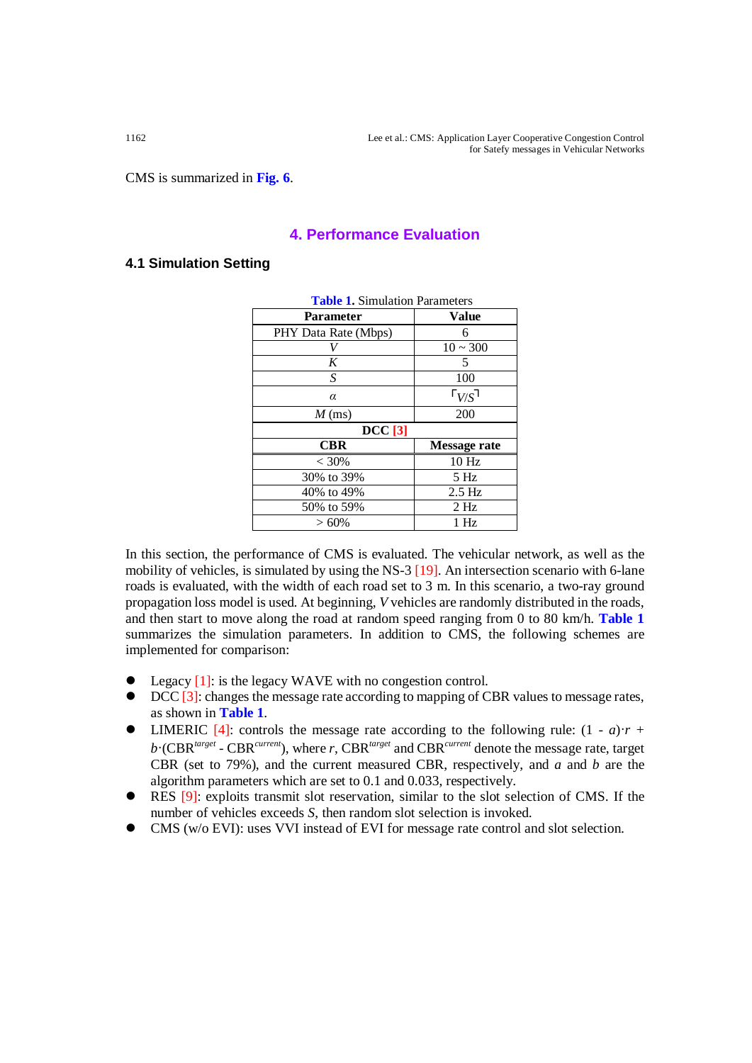CMS is summarized in **Fig. 6**.

## 4. Performance Evaluation

### 4.1 Simulation Setting

**Table 1.** Simulation Parameters

| Parameter | Value |
|---|---|
| PHY Data Rate (Mbps) | 6 |
| $V$ | 10 ~ 300 |
| $K$ | 5 |
| $S$ | 100 |
| $\alpha$ | $\lceil V/S \rceil$ |
| $M$ (ms) | 200 |
| **DCC [3]** | |
| **CBR** | **Message rate** |
| < 30% | 10 Hz |
| 30% to 39% | 5 Hz |
| 40% to 49% | 2.5 Hz |
| 50% to 59% | 2 Hz |
| > 60% | 1 Hz |

In this section, the performance of CMS is evaluated. The vehicular network, as well as the mobility of vehicles, is simulated by using the NS-3 [19]. An intersection scenario with 6-lane roads is evaluated, with the width of each road set to 3 m. In this scenario, a two-ray ground propagation loss model is used. At beginning, $V$ vehicles are randomly distributed in the roads, and then start to move along the road at random speed ranging from 0 to 80 km/h. **Table 1** summarizes the simulation parameters. In addition to CMS, the following schemes are implemented for comparison:

- Legacy [1]: is the legacy WAVE with no congestion control.
- DCC [3]: changes the message rate according to mapping of CBR values to message rates, as shown in **Table 1**.
- LIMERIC [4]: controls the message rate according to the following rule: $(1 - a) \cdot r + b \cdot (\text{CBR}^{target} - \text{CBR}^{current})$, where $r$, $\text{CBR}^{target}$ and $\text{CBR}^{current}$ denote the message rate, target CBR (set to 79%), and the current measured CBR, respectively, and $a$ and $b$ are the algorithm parameters which are set to 0.1 and 0.033, respectively.
- RES [9]: exploits transmit slot reservation, similar to the slot selection of CMS. If the number of vehicles exceeds $S$, then random slot selection is invoked.
- CMS (w/o EVI): uses VVI instead of EVI for message rate control and slot selection.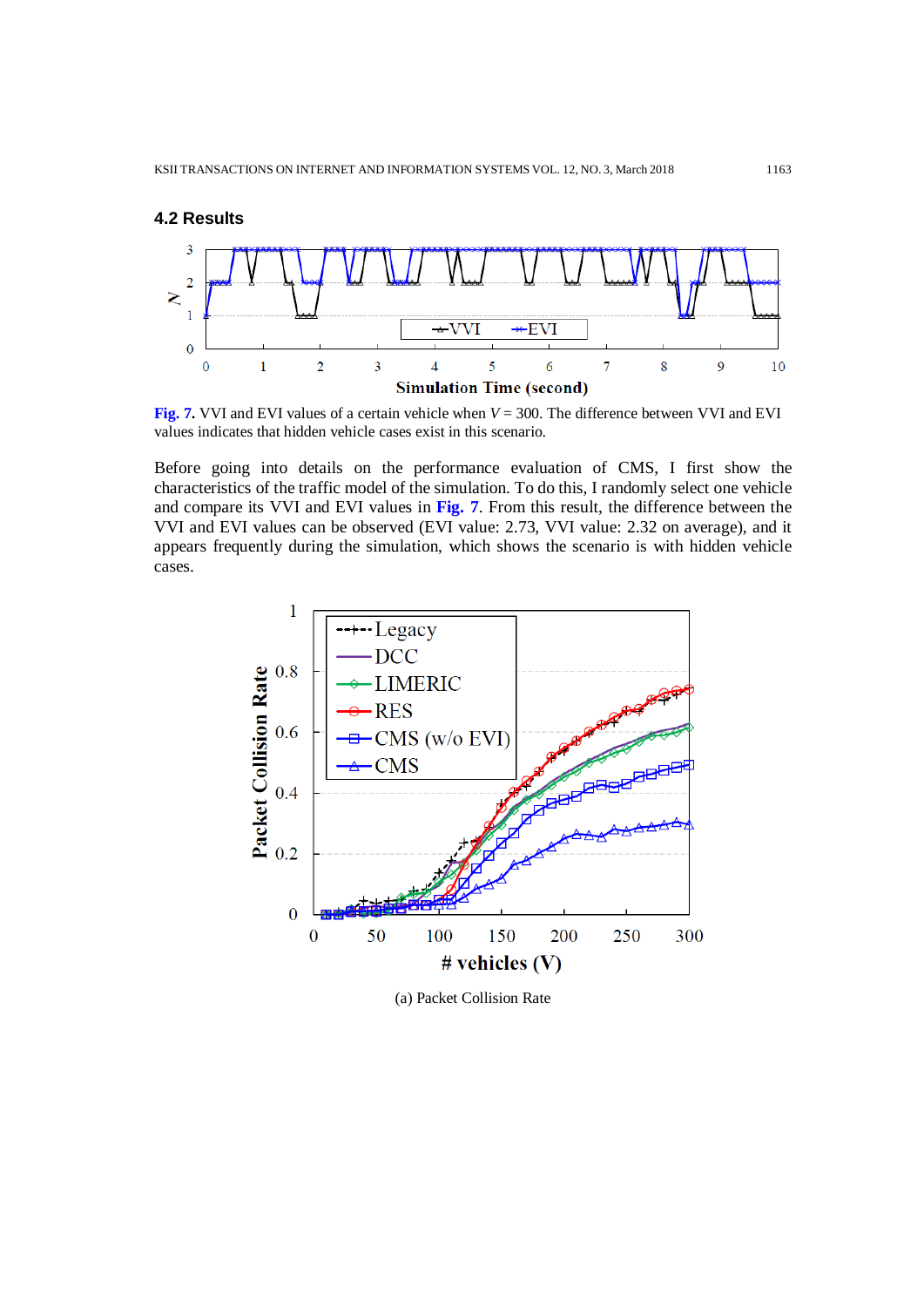### 4.2 Results

**Fig. 7.** VVI and EVI values of a certain vehicle when $V = 300$. The difference between VVI and EVI values indicates that hidden vehicle cases exist in this scenario.

Before going into details on the performance evaluation of CMS, I first show the characteristics of the traffic model of the simulation. To do this, I randomly select one vehicle and compare its VVI and EVI values in **Fig. 7**. From this result, the difference between the VVI and EVI values can be observed (EVI value: 2.73, VVI value: 2.32 on average), and it appears frequently during the simulation, which shows the scenario is with hidden vehicle cases.

(a) Packet Collision Rate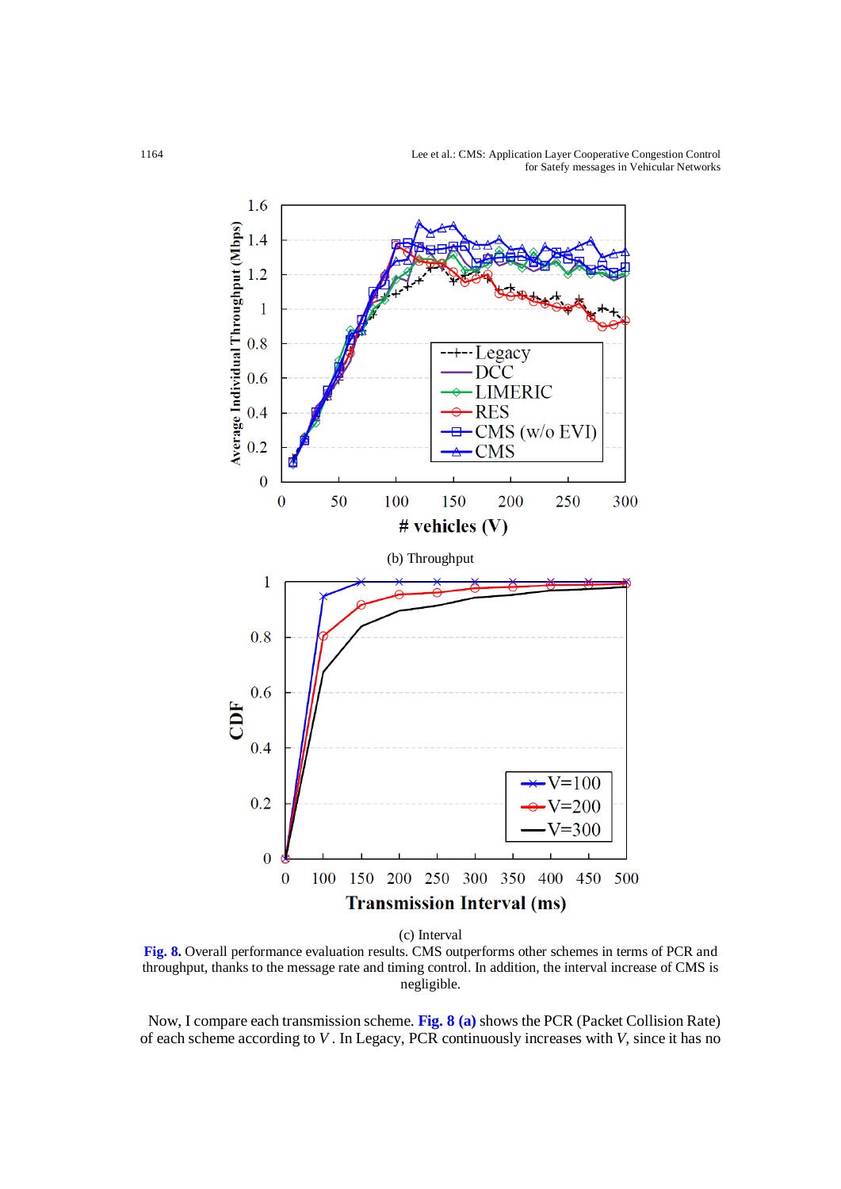(b) Throughput

(c) Interval

**Fig. 8.** Overall performance evaluation results. CMS outperforms other schemes in terms of PCR and throughput, thanks to the message rate and timing control. In addition, the interval increase of CMS is negligible.

Now, I compare each transmission scheme. **Fig. 8 (a)** shows the PCR (Packet Collision Rate) of each scheme according to $V$. In Legacy, PCR continuously increases with $V$, since it has no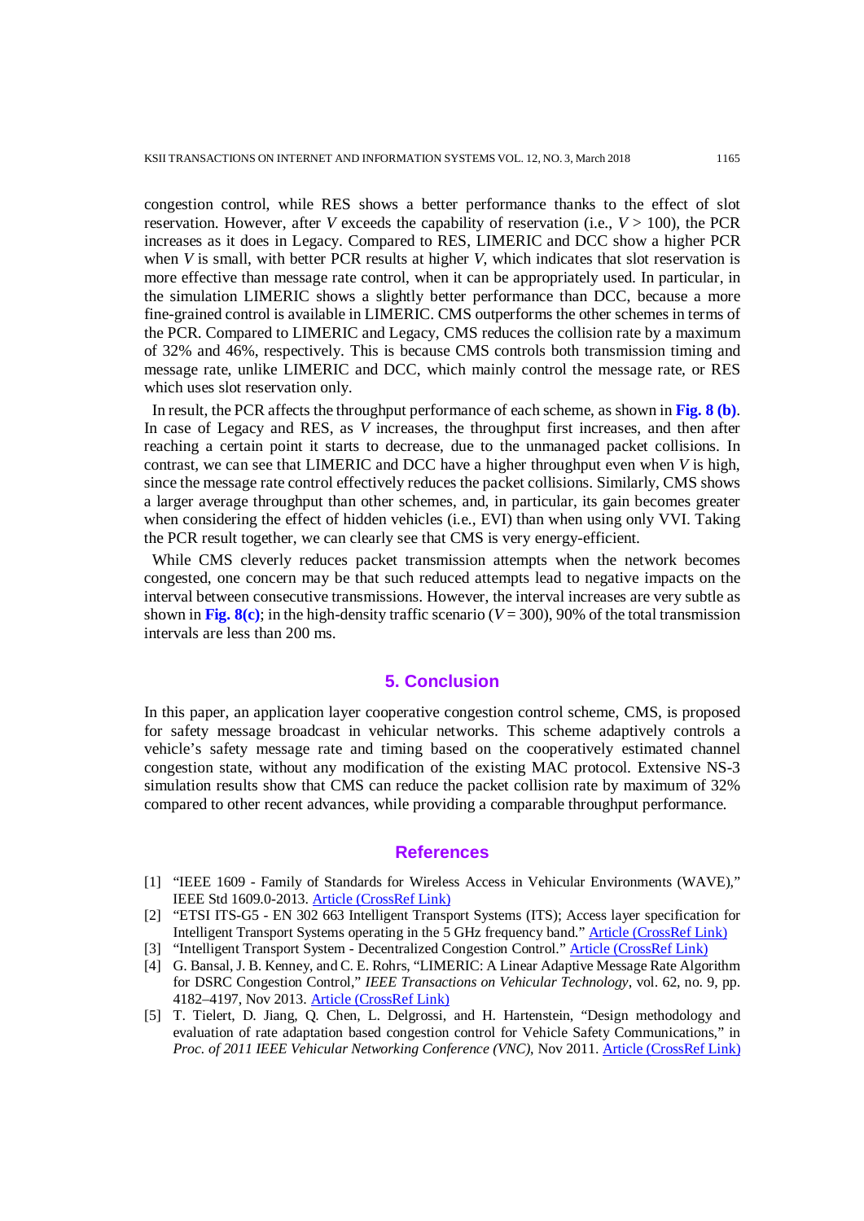congestion control, while RES shows a better performance thanks to the effect of slot reservation. However, after $V$ exceeds the capability of reservation (i.e., $V > 100$), the PCR increases as it does in Legacy. Compared to RES, LIMERIC and DCC show a higher PCR when $V$ is small, with better PCR results at higher $V$, which indicates that slot reservation is more effective than message rate control, when it can be appropriately used. In particular, in the simulation LIMERIC shows a slightly better performance than DCC, because a more fine-grained control is available in LIMERIC. CMS outperforms the other schemes in terms of the PCR. Compared to LIMERIC and Legacy, CMS reduces the collision rate by a maximum of 32% and 46%, respectively. This is because CMS controls both transmission timing and message rate, unlike LIMERIC and DCC, which mainly control the message rate, or RES which uses slot reservation only.

In result, the PCR affects the throughput performance of each scheme, as shown in **Fig. 8 (b)**. In case of Legacy and RES, as $V$ increases, the throughput first increases, and then after reaching a certain point it starts to decrease, due to the unmanaged packet collisions. In contrast, we can see that LIMERIC and DCC have a higher throughput even when $V$ is high, since the message rate control effectively reduces the packet collisions. Similarly, CMS shows a larger average throughput than other schemes, and, in particular, its gain becomes greater when considering the effect of hidden vehicles (i.e., EVI) than when using only VVI. Taking the PCR result together, we can clearly see that CMS is very energy-efficient.

While CMS cleverly reduces packet transmission attempts when the network becomes congested, one concern may be that such reduced attempts lead to negative impacts on the interval between consecutive transmissions. However, the interval increases are very subtle as shown in **Fig. 8(c)**; in the high-density traffic scenario ($V = 300$), 90% of the total transmission intervals are less than 200 ms.

## 5. Conclusion

In this paper, an application layer cooperative congestion control scheme, CMS, is proposed for safety message broadcast in vehicular networks. This scheme adaptively controls a vehicle's safety message rate and timing based on the cooperatively estimated channel congestion state, without any modification of the existing MAC protocol. Extensive NS-3 simulation results show that CMS can reduce the packet collision rate by maximum of 32% compared to other recent advances, while providing a comparable throughput performance.

## References

[1] "IEEE 1609 - Family of Standards for Wireless Access in Vehicular Environments (WAVE)," IEEE Std 1609.0-2013. Article (CrossRef Link)

[2] "ETSI ITS-G5 - EN 302 663 Intelligent Transport Systems (ITS); Access layer specification for Intelligent Transport Systems operating in the 5 GHz frequency band." Article (CrossRef Link)

[3] "Intelligent Transport System - Decentralized Congestion Control." Article (CrossRef Link)

[4] G. Bansal, J. B. Kenney, and C. E. Rohrs, "LIMERIC: A Linear Adaptive Message Rate Algorithm for DSRC Congestion Control," *IEEE Transactions on Vehicular Technology*, vol. 62, no. 9, pp. 4182–4197, Nov 2013. Article (CrossRef Link)

[5] T. Tielert, D. Jiang, Q. Chen, L. Delgrossi, and H. Hartenstein, "Design methodology and evaluation of rate adaptation based congestion control for Vehicle Safety Communications," in *Proc. of 2011 IEEE Vehicular Networking Conference (VNC)*, Nov 2011. Article (CrossRef Link)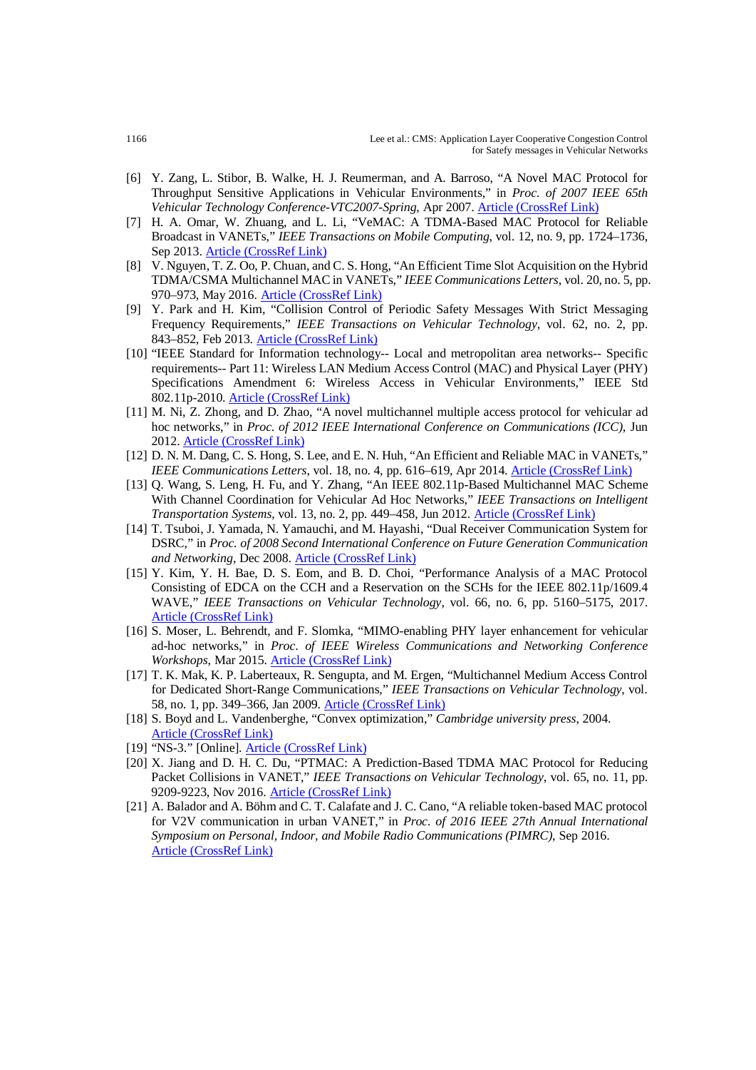[6] Y. Zang, L. Stibor, B. Walke, H. J. Reumerman, and A. Barroso, "A Novel MAC Protocol for Throughput Sensitive Applications in Vehicular Environments," in *Proc. of 2007 IEEE 65th Vehicular Technology Conference-VTC2007-Spring*, Apr 2007. Article (CrossRef Link)

[7] H. A. Omar, W. Zhuang, and L. Li, "VeMAC: A TDMA-Based MAC Protocol for Reliable Broadcast in VANETs," *IEEE Transactions on Mobile Computing*, vol. 12, no. 9, pp. 1724–1736, Sep 2013. Article (CrossRef Link)

[8] V. Nguyen, T. Z. Oo, P. Chuan, and C. S. Hong, "An Efficient Time Slot Acquisition on the Hybrid TDMA/CSMA Multichannel MAC in VANETs," *IEEE Communications Letters*, vol. 20, no. 5, pp. 970–973, May 2016. Article (CrossRef Link)

[9] Y. Park and H. Kim, "Collision Control of Periodic Safety Messages With Strict Messaging Frequency Requirements," *IEEE Transactions on Vehicular Technology*, vol. 62, no. 2, pp. 843–852, Feb 2013. Article (CrossRef Link)

[10] "IEEE Standard for Information technology-- Local and metropolitan area networks-- Specific requirements-- Part 11: Wireless LAN Medium Access Control (MAC) and Physical Layer (PHY) Specifications Amendment 6: Wireless Access in Vehicular Environments," IEEE Std 802.11p-2010. Article (CrossRef Link)

[11] M. Ni, Z. Zhong, and D. Zhao, "A novel multichannel multiple access protocol for vehicular ad hoc networks," in *Proc. of 2012 IEEE International Conference on Communications (ICC)*, Jun 2012. Article (CrossRef Link)

[12] D. N. M. Dang, C. S. Hong, S. Lee, and E. N. Huh, "An Efficient and Reliable MAC in VANETs," *IEEE Communications Letters*, vol. 18, no. 4, pp. 616–619, Apr 2014. Article (CrossRef Link)

[13] Q. Wang, S. Leng, H. Fu, and Y. Zhang, "An IEEE 802.11p-Based Multichannel MAC Scheme With Channel Coordination for Vehicular Ad Hoc Networks," *IEEE Transactions on Intelligent Transportation Systems*, vol. 13, no. 2, pp. 449–458, Jun 2012. Article (CrossRef Link)

[14] T. Tsuboi, J. Yamada, N. Yamauchi, and M. Hayashi, "Dual Receiver Communication System for DSRC," in *Proc. of 2008 Second International Conference on Future Generation Communication and Networking*, Dec 2008. Article (CrossRef Link)

[15] Y. Kim, Y. H. Bae, D. S. Eom, and B. D. Choi, "Performance Analysis of a MAC Protocol Consisting of EDCA on the CCH and a Reservation on the SCHs for the IEEE 802.11p/1609.4 WAVE," *IEEE Transactions on Vehicular Technology*, vol. 66, no. 6, pp. 5160–5175, 2017. Article (CrossRef Link)

[16] S. Moser, L. Behrendt, and F. Slomka, "MIMO-enabling PHY layer enhancement for vehicular ad-hoc networks," in *Proc. of IEEE Wireless Communications and Networking Conference Workshops*, Mar 2015. Article (CrossRef Link)

[17] T. K. Mak, K. P. Laberteaux, R. Sengupta, and M. Ergen, "Multichannel Medium Access Control for Dedicated Short-Range Communications," *IEEE Transactions on Vehicular Technology*, vol. 58, no. 1, pp. 349–366, Jan 2009. Article (CrossRef Link)

[18] S. Boyd and L. Vandenberghe, "Convex optimization," *Cambridge university press*, 2004. Article (CrossRef Link)

[19] "NS-3." [Online]. Article (CrossRef Link)

[20] X. Jiang and D. H. C. Du, "PTMAC: A Prediction-Based TDMA MAC Protocol for Reducing Packet Collisions in VANET," *IEEE Transactions on Vehicular Technology*, vol. 65, no. 11, pp. 9209-9223, Nov 2016. Article (CrossRef Link)

[21] A. Balador and A. Böhm and C. T. Calafate and J. C. Cano, "A reliable token-based MAC protocol for V2V communication in urban VANET," in *Proc. of 2016 IEEE 27th Annual International Symposium on Personal, Indoor, and Mobile Radio Communications (PIMRC)*, Sep 2016. Article (CrossRef Link)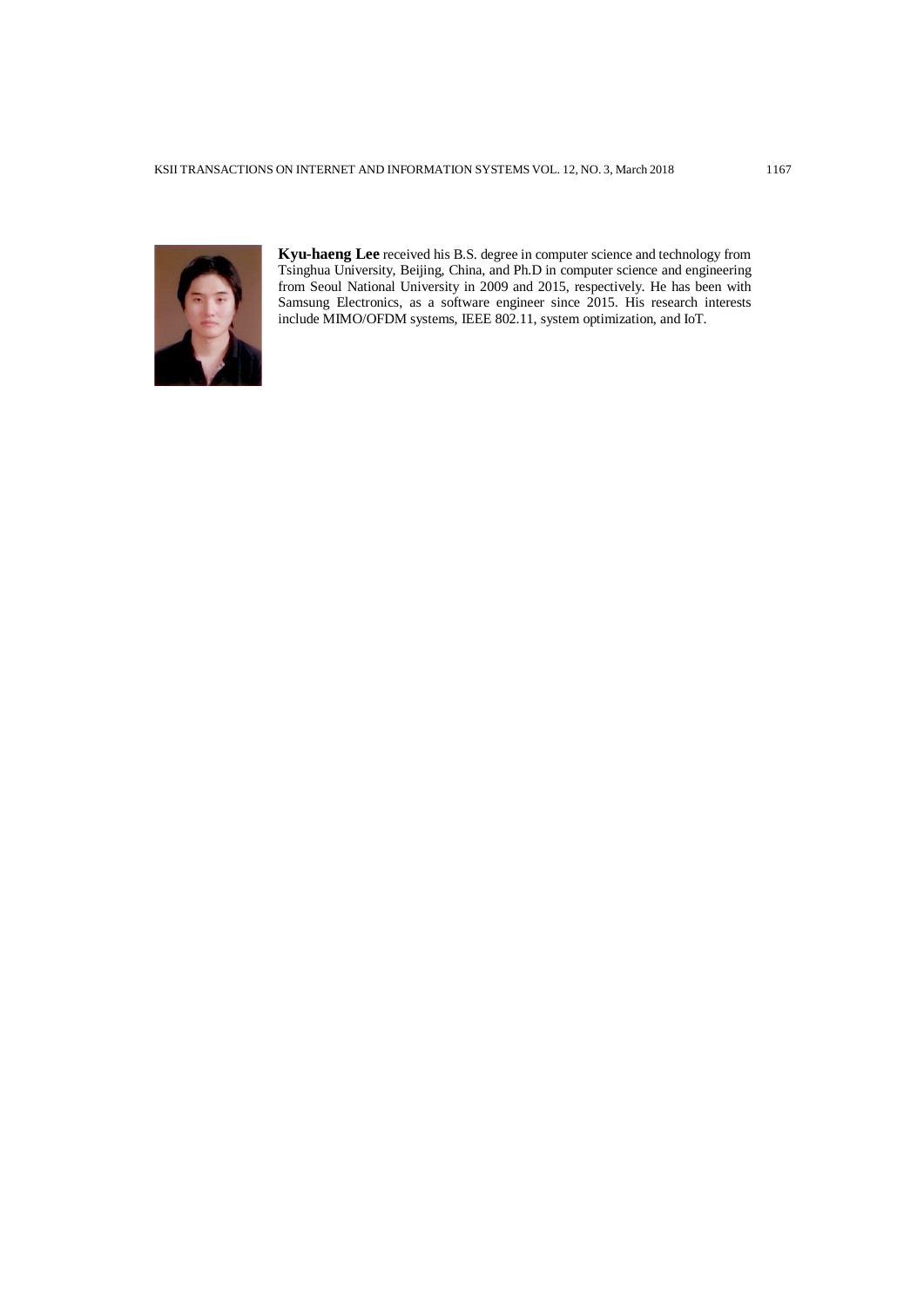**Kyu-haeng Lee** received his B.S. degree in computer science and technology from Tsinghua University, Beijing, China, and Ph.D in computer science and engineering from Seoul National University in 2009 and 2015, respectively. He has been with Samsung Electronics, as a software engineer since 2015. His research interests include MIMO/OFDM systems, IEEE 802.11, system optimization, and IoT.